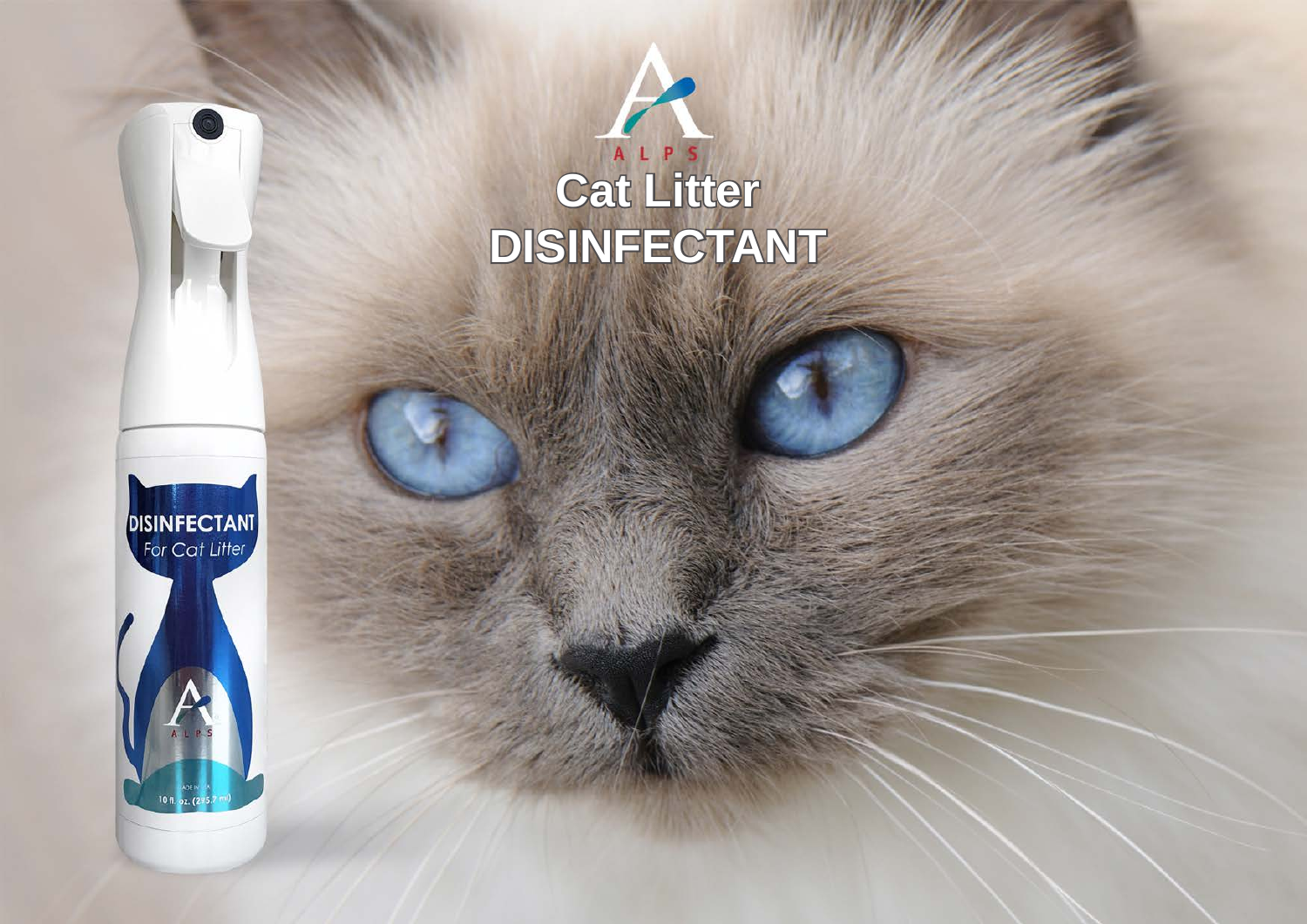ALPS

# Cat Litter DISINFECTANT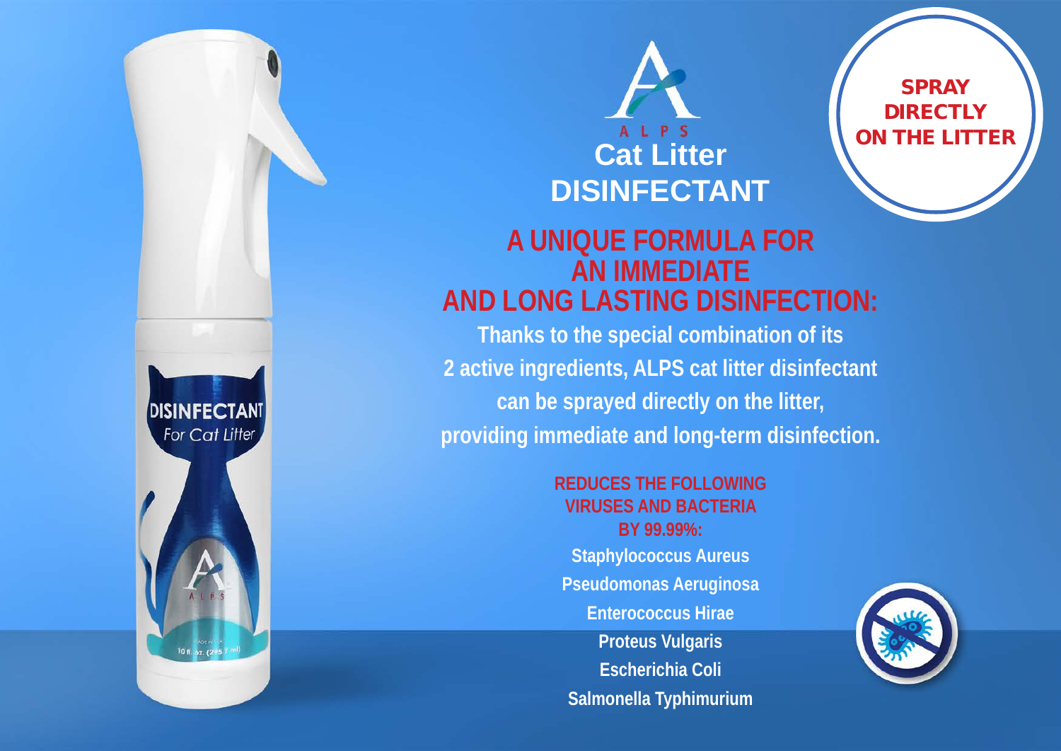ALPS

# Cat Litter DISINFECTANT

**SPRAY DIRECTLY ON THE LITTER**

## A UNIQUE FORMULA FOR AN IMMEDIATE AND LONG LASTING DISINFECTION:

**Thanks to the special combination of its 2 active ingredients, ALPS cat litter disinfectant can be sprayed directly on the litter, providing immediate and long-term disinfection.**

**REDUCES THE FOLLOWING VIRUSES AND BACTERIA BY 99.99%:**

**Staphylococcus Aureus**
**Pseudomonas Aeruginosa**
**Enterococcus Hirae**
**Proteus Vulgaris**
**Escherichia Coli**
**Salmonella Typhimurium**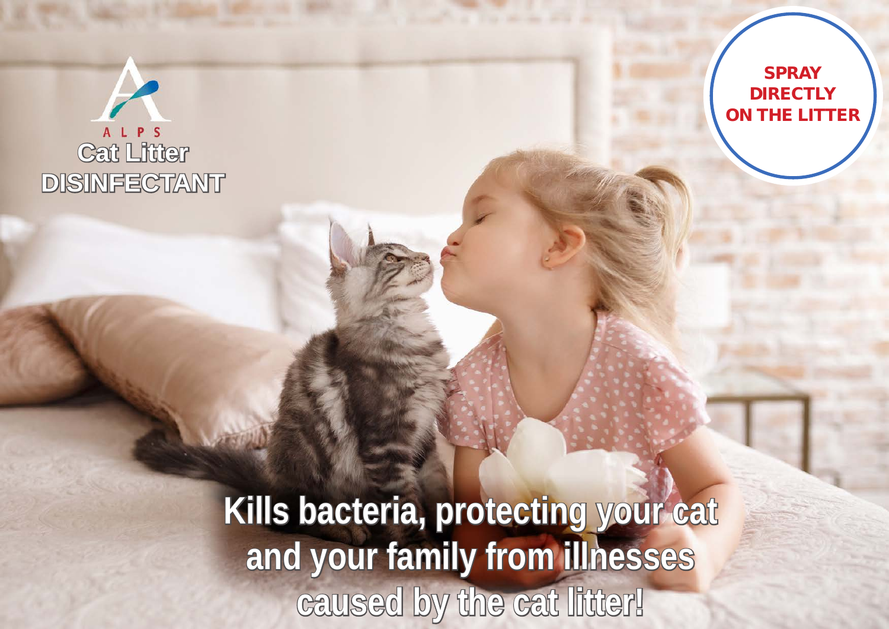ALPS

# Cat Litter DISINFECTANT

**SPRAY DIRECTLY ON THE LITTER**

**Kills bacteria, protecting your cat and your family from illnesses caused by the cat litter!**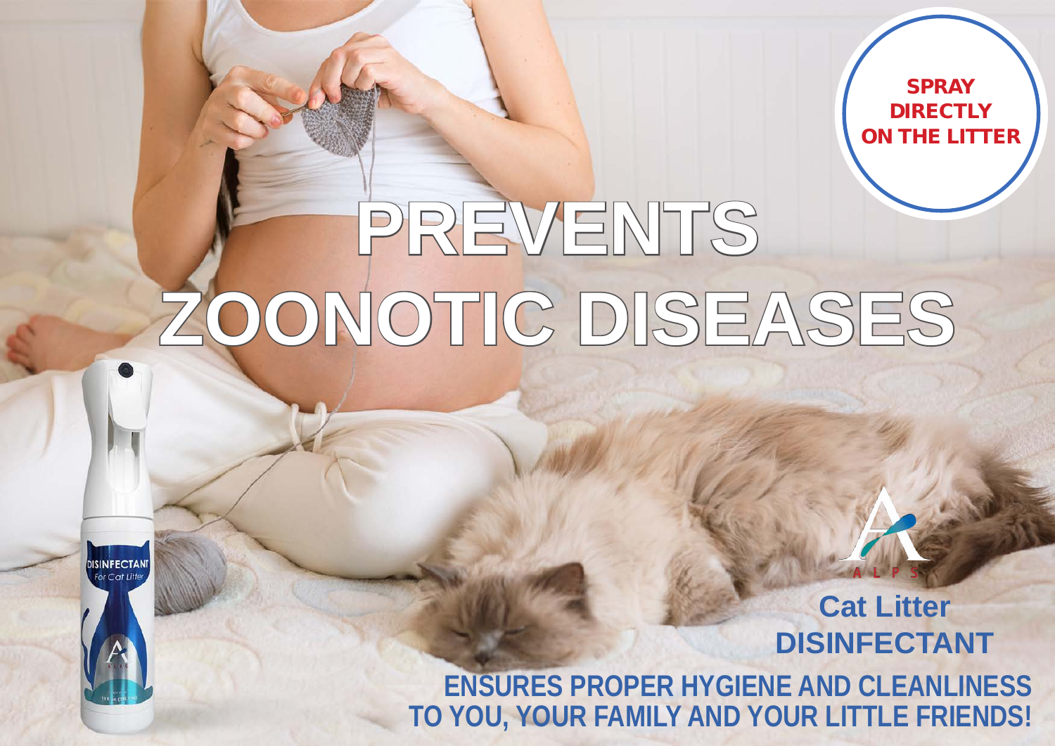SPRAY DIRECTLY ON THE LITTER

# PREVENTS ZOONOTIC DISEASES

DISINFECTANT
For Cat Litter

ALPS

**Cat Litter DISINFECTANT**

**ENSURES PROPER HYGIENE AND CLEANLINESS TO YOU, YOUR FAMILY AND YOUR LITTLE FRIENDS!**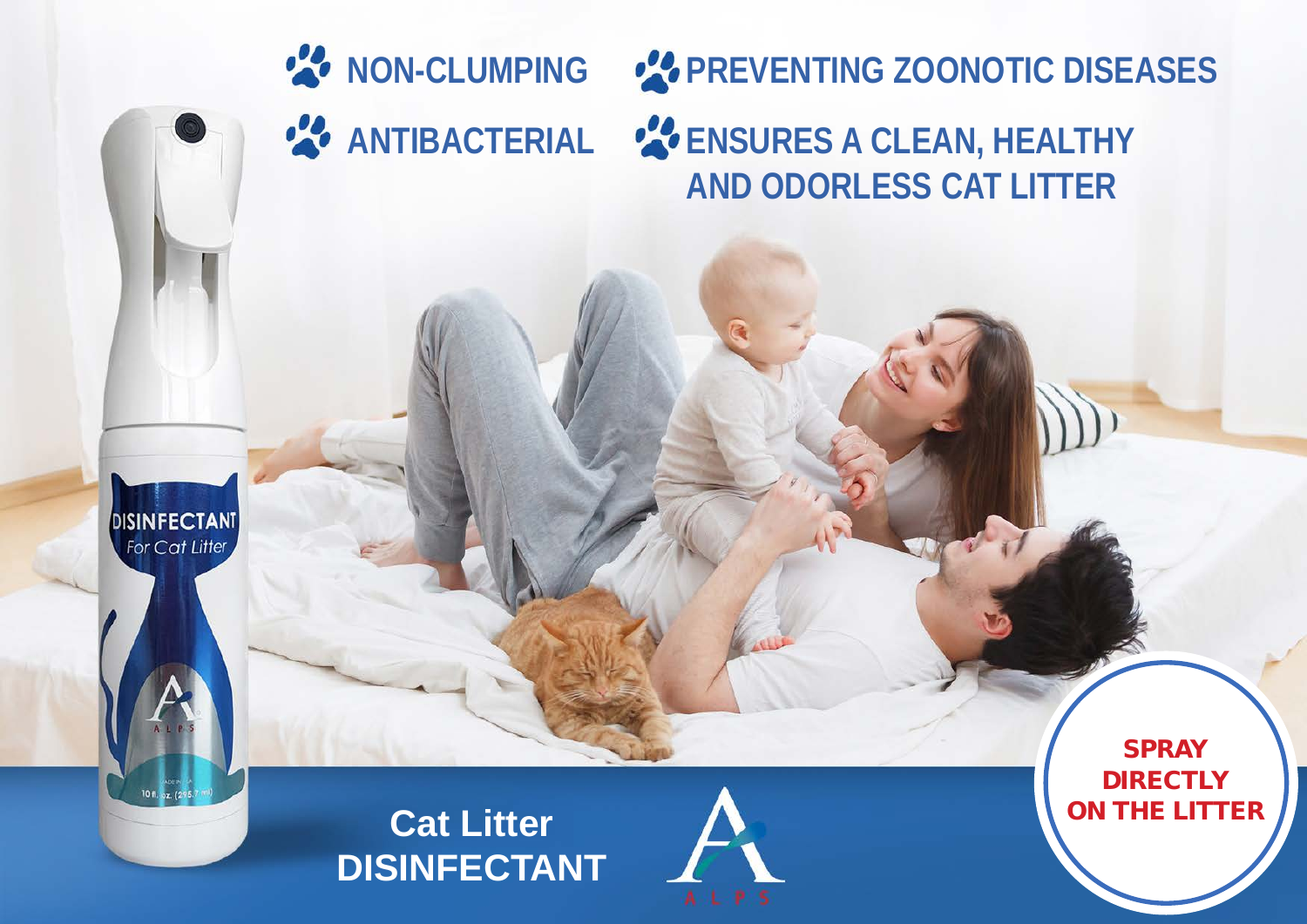- NON-CLUMPING
- ANTIBACTERIAL
- PREVENTING ZOONOTIC DISEASES
- ENSURES A CLEAN, HEALTHY AND ODORLESS CAT LITTER

DISINFECTANT
For Cat Litter

10 fl. oz. (295.7 ml)

**Cat Litter DISINFECTANT**

ALPS

**SPRAY DIRECTLY ON THE LITTER**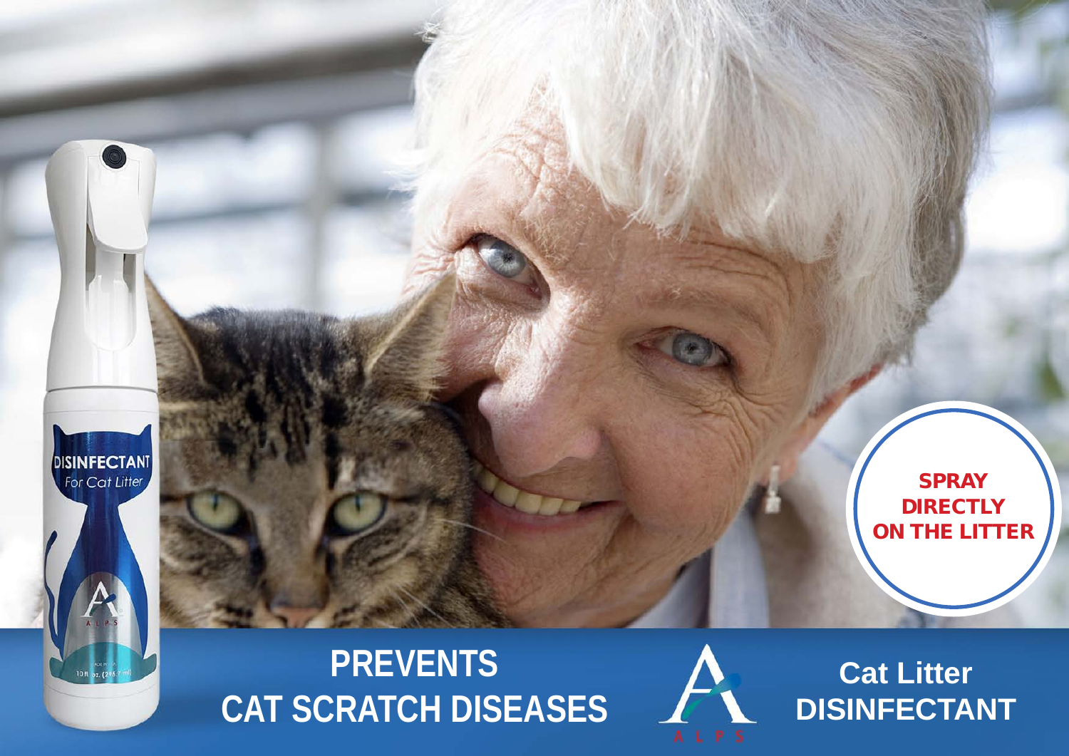SPRAY DIRECTLY ON THE LITTER

**PREVENTS CAT SCRATCH DISEASES**

**Cat Litter DISINFECTANT**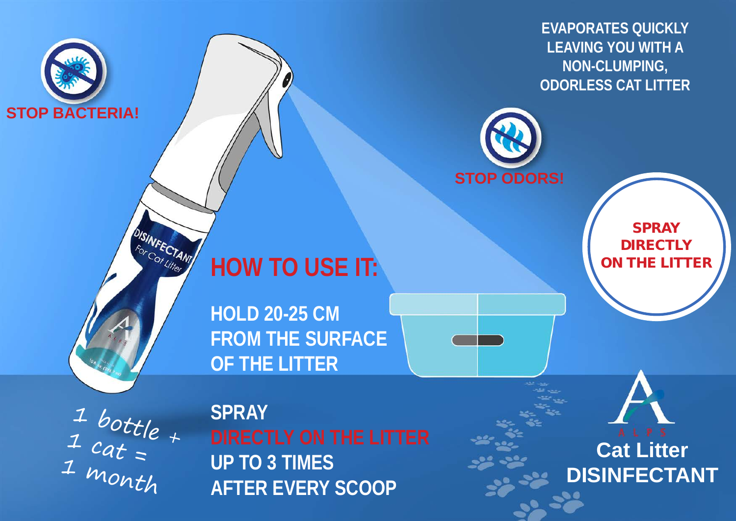**STOP BACTERIA!**

**EVAPORATES QUICKLY LEAVING YOU WITH A NON-CLUMPING, ODORLESS CAT LITTER**

**STOP ODORS!**

**SPRAY DIRECTLY ON THE LITTER**

## HOW TO USE IT:

**HOLD 20-25 CM FROM THE SURFACE OF THE LITTER**

**SPRAY DIRECTLY ON THE LITTER UP TO 3 TIMES AFTER EVERY SCOOP**

*1 bottle + 1 cat = 1 month*

DISINFECTANT For Cat Litter

ALPS

**Cat Litter DISINFECTANT**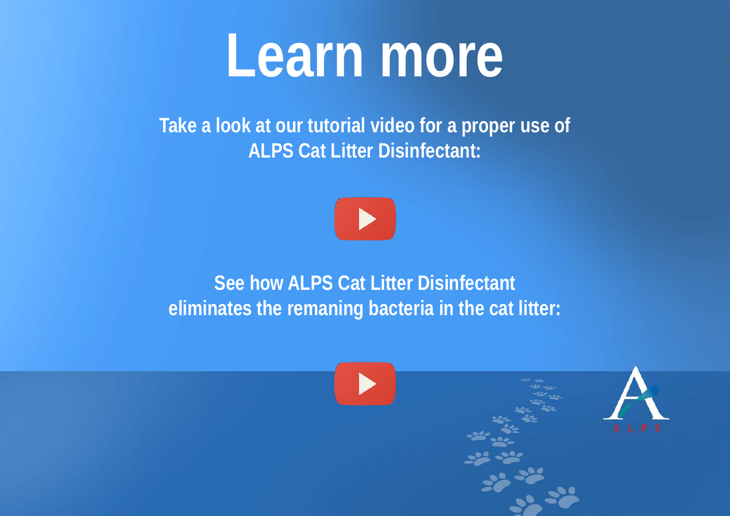# Learn more

**Take a look at our tutorial video for a proper use of ALPS Cat Litter Disinfectant:**

**See how ALPS Cat Litter Disinfectant eliminates the remaning bacteria in the cat litter:**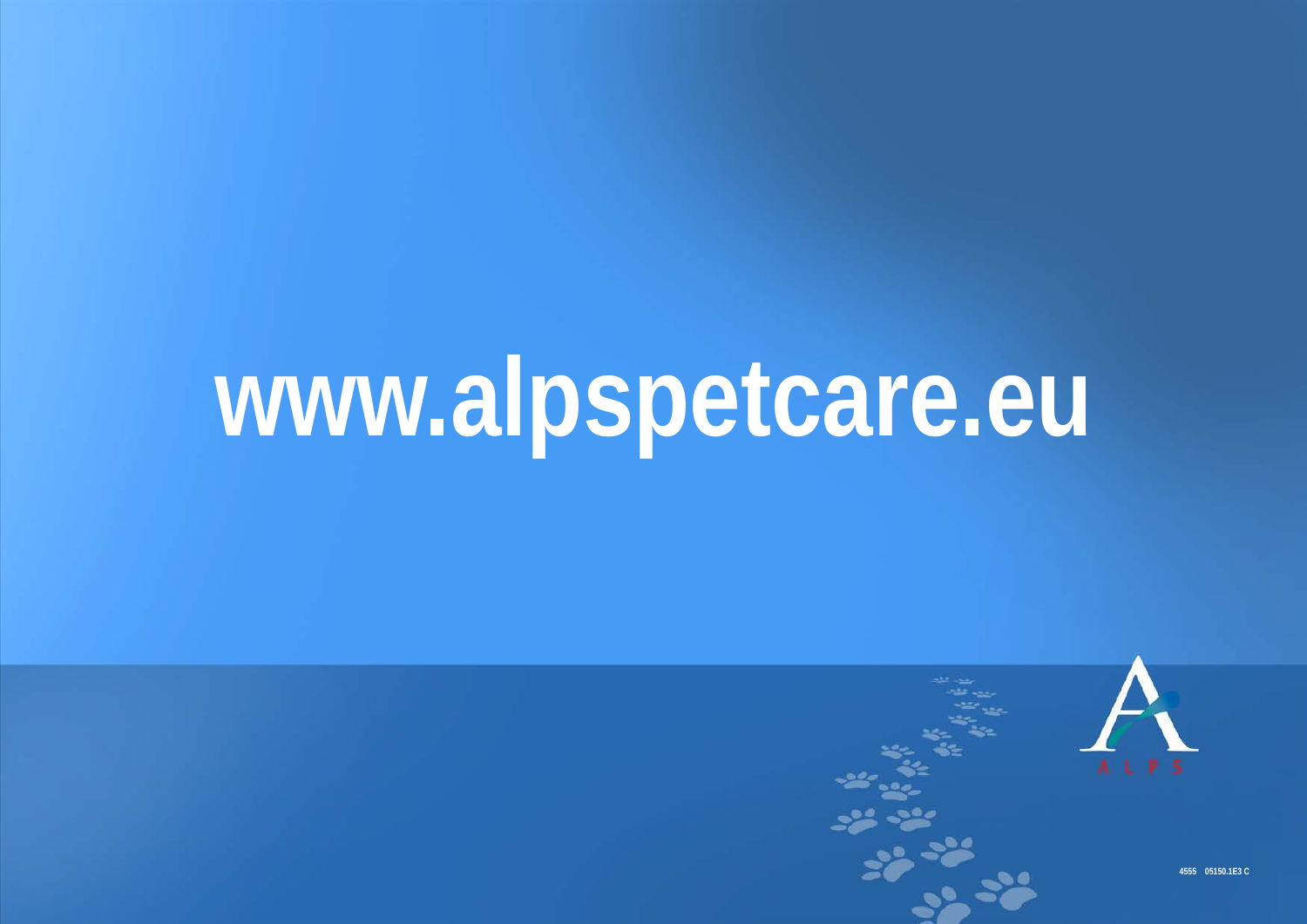# www.alpspetcare.eu

A L P S

4555 05150.1E3 C